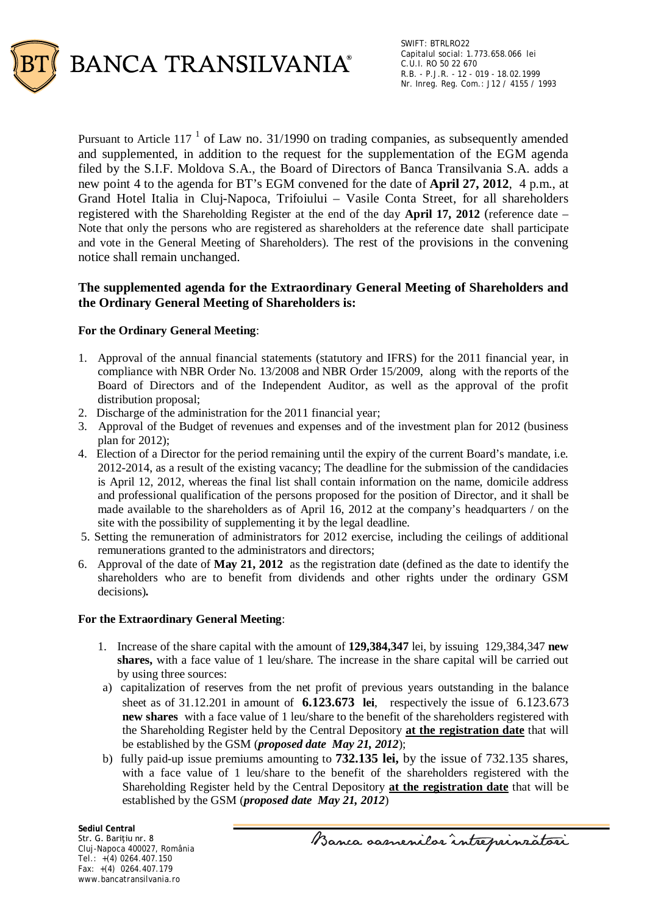# BANCA TRANSILVANIA®

SWIFT: BTRLRO22
Capitalul social: 1.773.658.066 lei
C.U.I. RO 50 22 670
R.B. - P.J.R. - 12 - 019 - 18.02.1999
Nr. Inreg. Reg. Com.: J12 / 4155 / 1993

Pursuant to Article 117 [1] of Law no. 31/1990 on trading companies, as subsequently amended and supplemented, in addition to the request for the supplementation of the EGM agenda filed by the S.I.F. Moldova S.A., the Board of Directors of Banca Transilvania S.A. adds a new point 4 to the agenda for BT's EGM convened for the date of **April 27, 2012**, 4 p.m., at Grand Hotel Italia in Cluj-Napoca, Trifoiului – Vasile Conta Street, for all shareholders registered with the Shareholding Register at the end of the day **April 17, 2012** (reference date – Note that only the persons who are registered as shareholders at the reference date shall participate and vote in the General Meeting of Shareholders). The rest of the provisions in the convening notice shall remain unchanged.

## The supplemented agenda for the Extraordinary General Meeting of Shareholders and the Ordinary General Meeting of Shareholders is:

**For the Ordinary General Meeting**:

1. Approval of the annual financial statements (statutory and IFRS) for the 2011 financial year, in compliance with NBR Order No. 13/2008 and NBR Order 15/2009, along with the reports of the Board of Directors and of the Independent Auditor, as well as the approval of the profit distribution proposal;
2. Discharge of the administration for the 2011 financial year;
3. Approval of the Budget of revenues and expenses and of the investment plan for 2012 (business plan for 2012);
4. Election of a Director for the period remaining until the expiry of the current Board's mandate, i.e. 2012-2014, as a result of the existing vacancy; The deadline for the submission of the candidacies is April 12, 2012, whereas the final list shall contain information on the name, domicile address and professional qualification of the persons proposed for the position of Director, and it shall be made available to the shareholders as of April 16, 2012 at the company's headquarters / on the site with the possibility of supplementing it by the legal deadline.
5. Setting the remuneration of administrators for 2012 exercise, including the ceilings of additional remunerations granted to the administrators and directors;
6. Approval of the date of **May 21, 2012** as the registration date (defined as the date to identify the shareholders who are to benefit from dividends and other rights under the ordinary GSM decisions)**.**

**For the Extraordinary General Meeting**:

1. Increase of the share capital with the amount of **129,384,347** lei, by issuing 129,384,347 **new shares,** with a face value of 1 leu/share. The increase in the share capital will be carried out by using three sources:
   a) capitalization of reserves from the net profit of previous years outstanding in the balance sheet as of 31.12.201 in amount of **6.123.673 lei**, respectively the issue of 6.123.673 **new shares** with a face value of 1 leu/share to the benefit of the shareholders registered with the Shareholding Register held by the Central Depository **at the registration date** that will be established by the GSM (***proposed date May 21, 2012***);
   b) fully paid-up issue premiums amounting to **732.135 lei,** by the issue of 732.135 shares, with a face value of 1 leu/share to the benefit of the shareholders registered with the Shareholding Register held by the Central Depository **at the registration date** that will be established by the GSM (***proposed date May 21, 2012***)

**Sediul Central**
Str. G. Barițiu nr. 8
Cluj-Napoca 400027, România
Tel.: +(4) 0264.407.150
Fax: +(4) 0264.407.179
www.bancatransilvania.ro

Banca oamenilor întreprinzători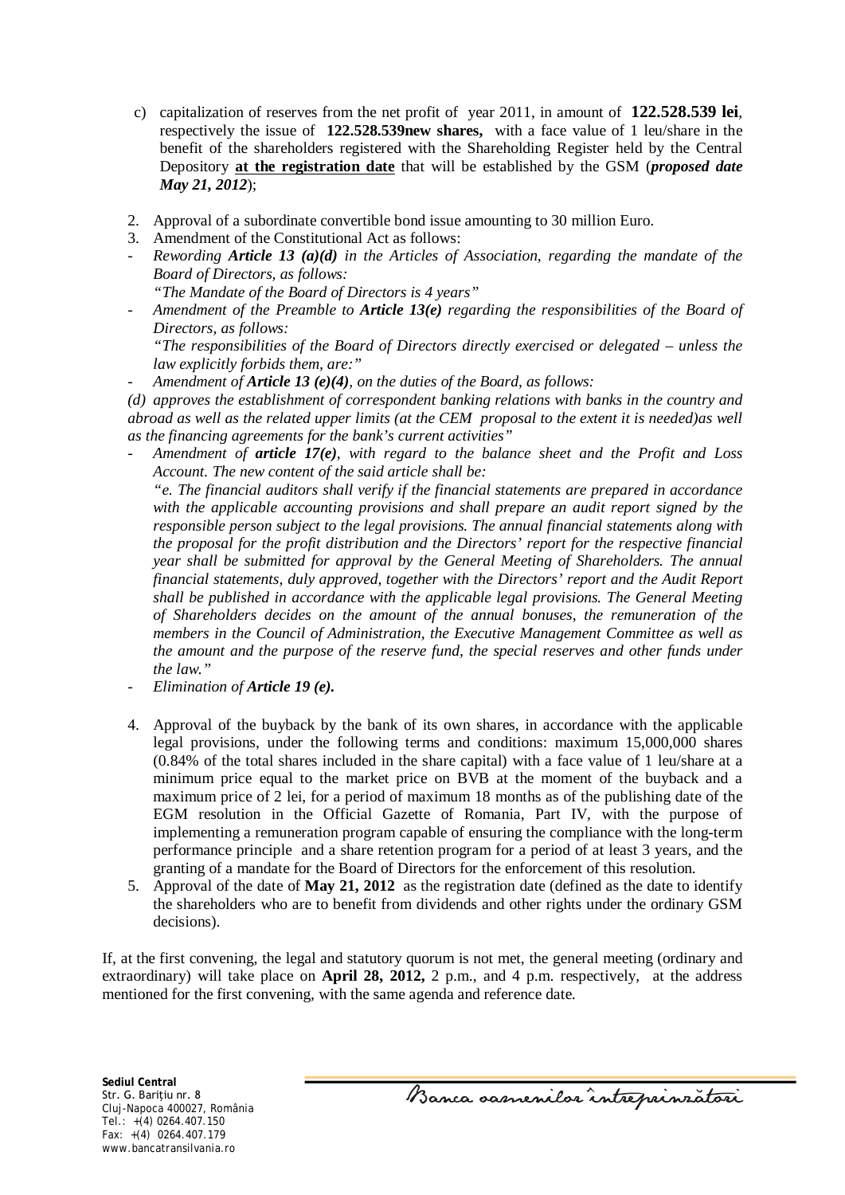c) capitalization of reserves from the net profit of year 2011, in amount of **122.528.539 lei**, respectively the issue of **122.528.539new shares,** with a face value of 1 leu/share in the benefit of the shareholders registered with the Shareholding Register held by the Central Depository **at the registration date** that will be established by the GSM (***proposed date May 21, 2012***);

2. Approval of a subordinate convertible bond issue amounting to 30 million Euro.
3. Amendment of the Constitutional Act as follows:

- *Rewording **Article 13 (a)(d)** in the Articles of Association, regarding the mandate of the Board of Directors, as follows:*
  *"The Mandate of the Board of Directors is 4 years"*
- *Amendment of the Preamble to **Article 13(e)** regarding the responsibilities of the Board of Directors, as follows:*
  *"The responsibilities of the Board of Directors directly exercised or delegated – unless the law explicitly forbids them, are:"*
- *Amendment of **Article 13 (e)(4)**, on the duties of the Board, as follows:*

*(d) approves the establishment of correspondent banking relations with banks in the country and abroad as well as the related upper limits (at the CEM proposal to the extent it is needed)as well as the financing agreements for the bank's current activities"*

- *Amendment of **article 17(e)**, with regard to the balance sheet and the Profit and Loss Account. The new content of the said article shall be:*
  *"e. The financial auditors shall verify if the financial statements are prepared in accordance with the applicable accounting provisions and shall prepare an audit report signed by the responsible person subject to the legal provisions. The annual financial statements along with the proposal for the profit distribution and the Directors' report for the respective financial year shall be submitted for approval by the General Meeting of Shareholders. The annual financial statements, duly approved, together with the Directors' report and the Audit Report shall be published in accordance with the applicable legal provisions. The General Meeting of Shareholders decides on the amount of the annual bonuses, the remuneration of the members in the Council of Administration, the Executive Management Committee as well as the amount and the purpose of the reserve fund, the special reserves and other funds under the law."*
- *Elimination of **Article 19 (e).***

4. Approval of the buyback by the bank of its own shares, in accordance with the applicable legal provisions, under the following terms and conditions: maximum 15,000,000 shares (0.84% of the total shares included in the share capital) with a face value of 1 leu/share at a minimum price equal to the market price on BVB at the moment of the buyback and a maximum price of 2 lei, for a period of maximum 18 months as of the publishing date of the EGM resolution in the Official Gazette of Romania, Part IV, with the purpose of implementing a remuneration program capable of ensuring the compliance with the long-term performance principle and a share retention program for a period of at least 3 years, and the granting of a mandate for the Board of Directors for the enforcement of this resolution.
5. Approval of the date of **May 21, 2012** as the registration date (defined as the date to identify the shareholders who are to benefit from dividends and other rights under the ordinary GSM decisions).

If, at the first convening, the legal and statutory quorum is not met, the general meeting (ordinary and extraordinary) will take place on **April 28, 2012,** 2 p.m., and 4 p.m. respectively, at the address mentioned for the first convening, with the same agenda and reference date.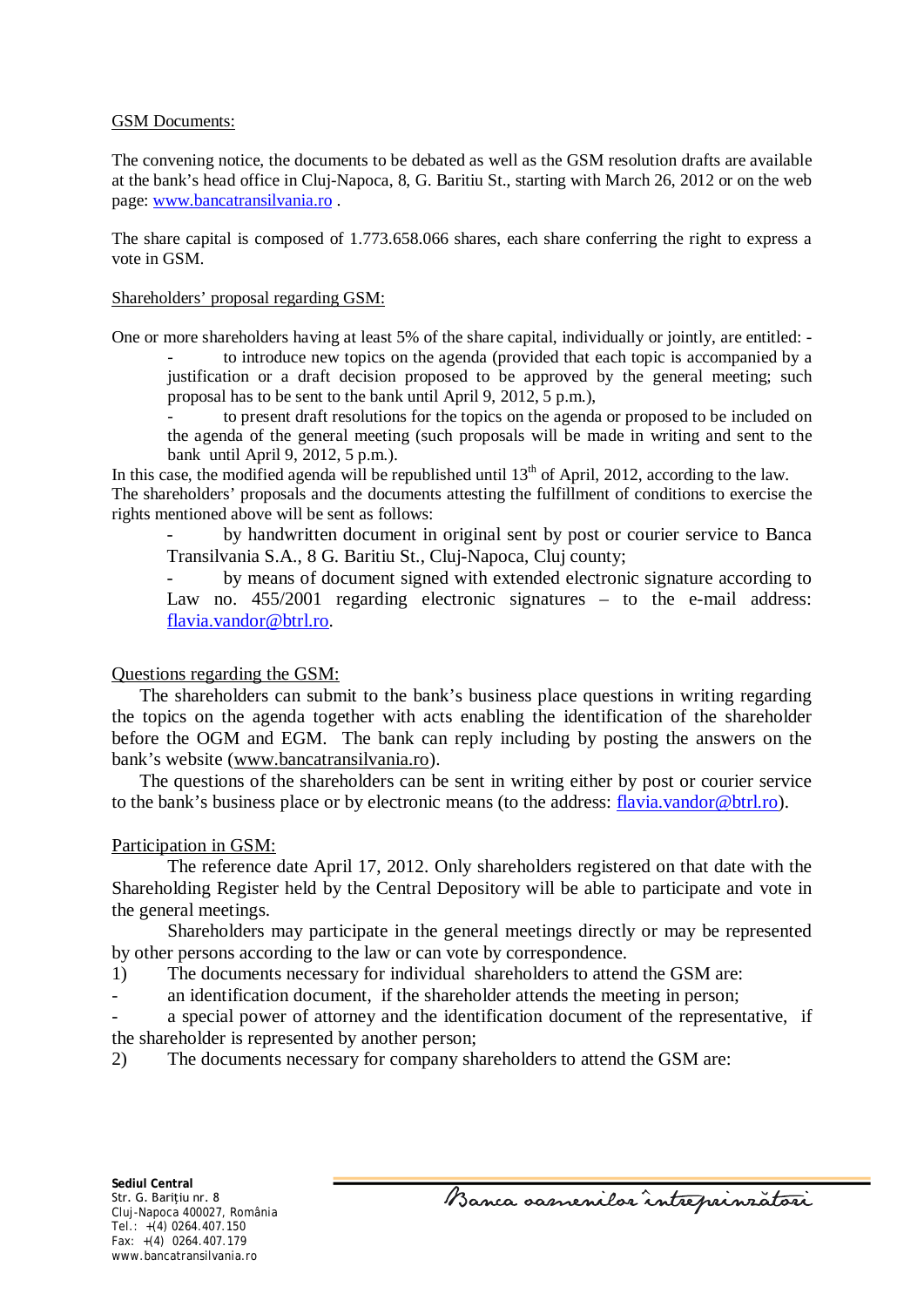GSM Documents:

The convening notice, the documents to be debated as well as the GSM resolution drafts are available at the bank's head office in Cluj-Napoca, 8, G. Baritiu St., starting with March 26, 2012 or on the web page: www.bancatransilvania.ro .

The share capital is composed of 1.773.658.066 shares, each share conferring the right to express a vote in GSM.

Shareholders' proposal regarding GSM:

One or more shareholders having at least 5% of the share capital, individually or jointly, are entitled: -

- to introduce new topics on the agenda (provided that each topic is accompanied by a justification or a draft decision proposed to be approved by the general meeting; such proposal has to be sent to the bank until April 9, 2012, 5 p.m.),
- to present draft resolutions for the topics on the agenda or proposed to be included on the agenda of the general meeting (such proposals will be made in writing and sent to the bank until April 9, 2012, 5 p.m.).

In this case, the modified agenda will be republished until 13th of April, 2012, according to the law.
The shareholders' proposals and the documents attesting the fulfillment of conditions to exercise the rights mentioned above will be sent as follows:

- by handwritten document in original sent by post or courier service to Banca Transilvania S.A., 8 G. Baritiu St., Cluj-Napoca, Cluj county;
- by means of document signed with extended electronic signature according to Law no. 455/2001 regarding electronic signatures – to the e-mail address: flavia.vandor@btrl.ro.

Questions regarding the GSM:

The shareholders can submit to the bank's business place questions in writing regarding the topics on the agenda together with acts enabling the identification of the shareholder before the OGM and EGM. The bank can reply including by posting the answers on the bank's website (www.bancatransilvania.ro).

The questions of the shareholders can be sent in writing either by post or courier service to the bank's business place or by electronic means (to the address: flavia.vandor@btrl.ro).

Participation in GSM:

The reference date April 17, 2012. Only shareholders registered on that date with the Shareholding Register held by the Central Depository will be able to participate and vote in the general meetings.

Shareholders may participate in the general meetings directly or may be represented by other persons according to the law or can vote by correspondence.

1) The documents necessary for individual shareholders to attend the GSM are:
- an identification document, if the shareholder attends the meeting in person;
- a special power of attorney and the identification document of the representative, if the shareholder is represented by another person;

2) The documents necessary for company shareholders to attend the GSM are: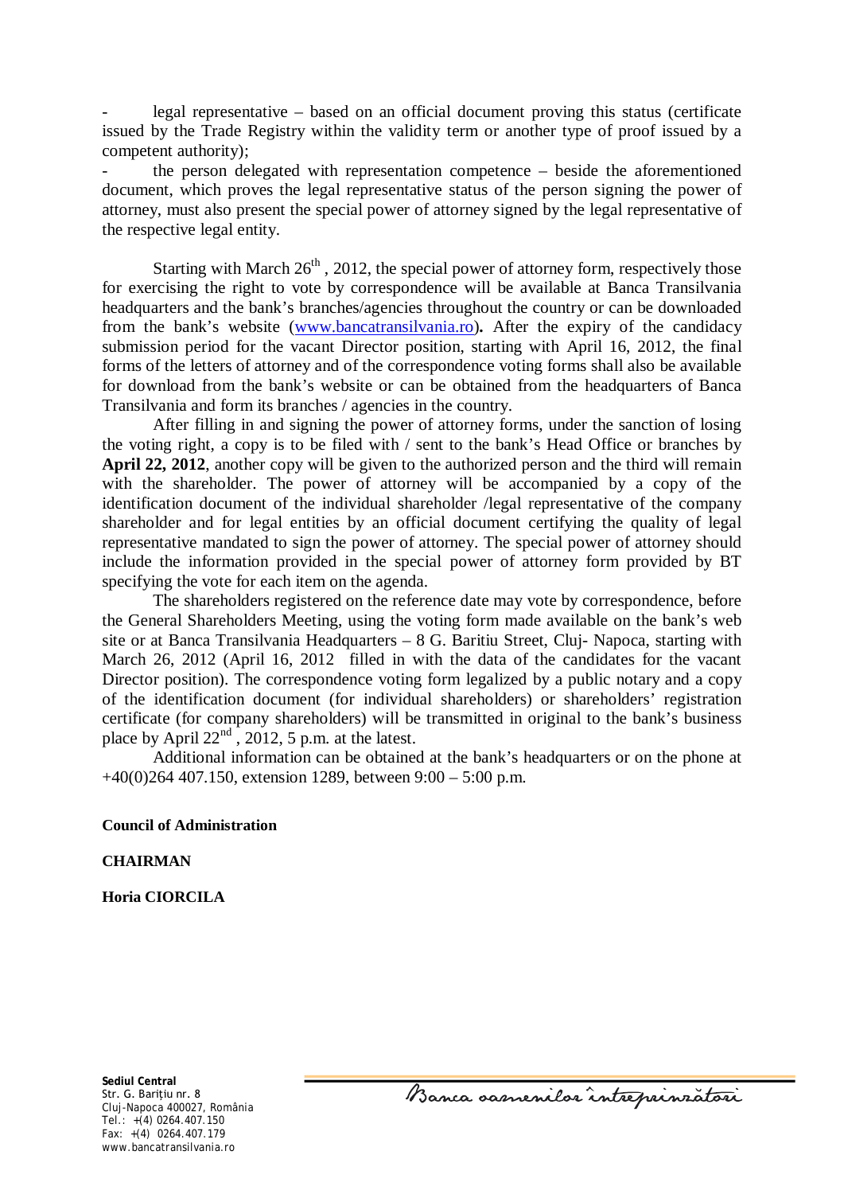- legal representative – based on an official document proving this status (certificate issued by the Trade Registry within the validity term or another type of proof issued by a competent authority);
- the person delegated with representation competence – beside the aforementioned document, which proves the legal representative status of the person signing the power of attorney, must also present the special power of attorney signed by the legal representative of the respective legal entity.

Starting with March 26th , 2012, the special power of attorney form, respectively those for exercising the right to vote by correspondence will be available at Banca Transilvania headquarters and the bank's branches/agencies throughout the country or can be downloaded from the bank's website (www.bancatransilvania.ro)**.** After the expiry of the candidacy submission period for the vacant Director position, starting with April 16, 2012, the final forms of the letters of attorney and of the correspondence voting forms shall also be available for download from the bank's website or can be obtained from the headquarters of Banca Transilvania and form its branches / agencies in the country.

After filling in and signing the power of attorney forms, under the sanction of losing the voting right, a copy is to be filed with / sent to the bank's Head Office or branches by **April 22, 2012**, another copy will be given to the authorized person and the third will remain with the shareholder. The power of attorney will be accompanied by a copy of the identification document of the individual shareholder /legal representative of the company shareholder and for legal entities by an official document certifying the quality of legal representative mandated to sign the power of attorney. The special power of attorney should include the information provided in the special power of attorney form provided by BT specifying the vote for each item on the agenda.

The shareholders registered on the reference date may vote by correspondence, before the General Shareholders Meeting, using the voting form made available on the bank's web site or at Banca Transilvania Headquarters – 8 G. Baritiu Street, Cluj- Napoca, starting with March 26, 2012 (April 16, 2012 filled in with the data of the candidates for the vacant Director position). The correspondence voting form legalized by a public notary and a copy of the identification document (for individual shareholders) or shareholders' registration certificate (for company shareholders) will be transmitted in original to the bank's business place by April 22nd , 2012, 5 p.m. at the latest.

Additional information can be obtained at the bank's headquarters or on the phone at +40(0)264 407.150, extension 1289, between 9:00 – 5:00 p.m.

**Council of Administration**

**CHAIRMAN**

**Horia CIORCILA**